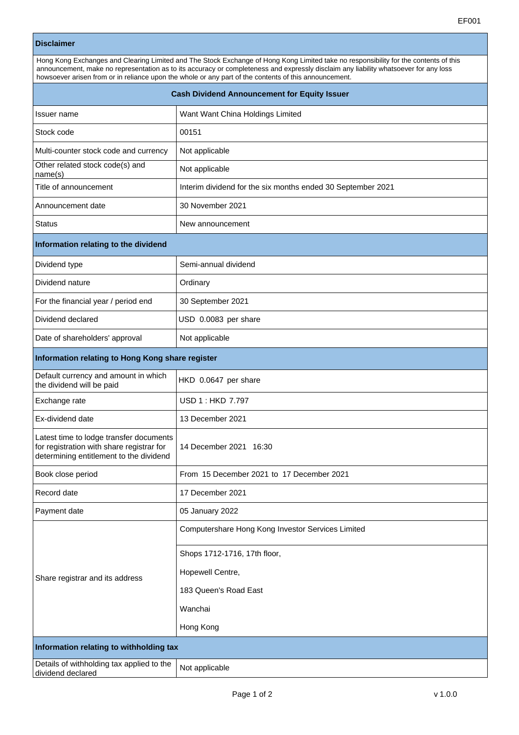EF001

| **Disclaimer** | |
|---|---|
| Hong Kong Exchanges and Clearing Limited and The Stock Exchange of Hong Kong Limited take no responsibility for the contents of this announcement, make no representation as to its accuracy or completeness and expressly disclaim any liability whatsoever for any loss howsoever arisen from or in reliance upon the whole or any part of the contents of this announcement. | |
| **Cash Dividend Announcement for Equity Issuer** | |
| Issuer name | Want Want China Holdings Limited |
| Stock code | 00151 |
| Multi-counter stock code and currency | Not applicable |
| Other related stock code(s) and name(s) | Not applicable |
| Title of announcement | Interim dividend for the six months ended 30 September 2021 |
| Announcement date | 30 November 2021 |
| Status | New announcement |
| **Information relating to the dividend** | |
| Dividend type | Semi-annual dividend |
| Dividend nature | Ordinary |
| For the financial year / period end | 30 September 2021 |
| Dividend declared | USD 0.0083 per share |
| Date of shareholders' approval | Not applicable |
| **Information relating to Hong Kong share register** | |
| Default currency and amount in which the dividend will be paid | HKD 0.0647 per share |
| Exchange rate | USD 1 : HKD 7.797 |
| Ex-dividend date | 13 December 2021 |
| Latest time to lodge transfer documents for registration with share registrar for determining entitlement to the dividend | 14 December 2021 16:30 |
| Book close period | From 15 December 2021 to 17 December 2021 |
| Record date | 17 December 2021 |
| Payment date | 05 January 2022 |
| Share registrar and its address | Computershare Hong Kong Investor Services Limited<br>Shops 1712-1716, 17th floor,<br>Hopewell Centre,<br>183 Queen's Road East<br>Wanchai<br>Hong Kong |
| **Information relating to withholding tax** | |
| Details of withholding tax applied to the dividend declared | Not applicable |

v 1.0.0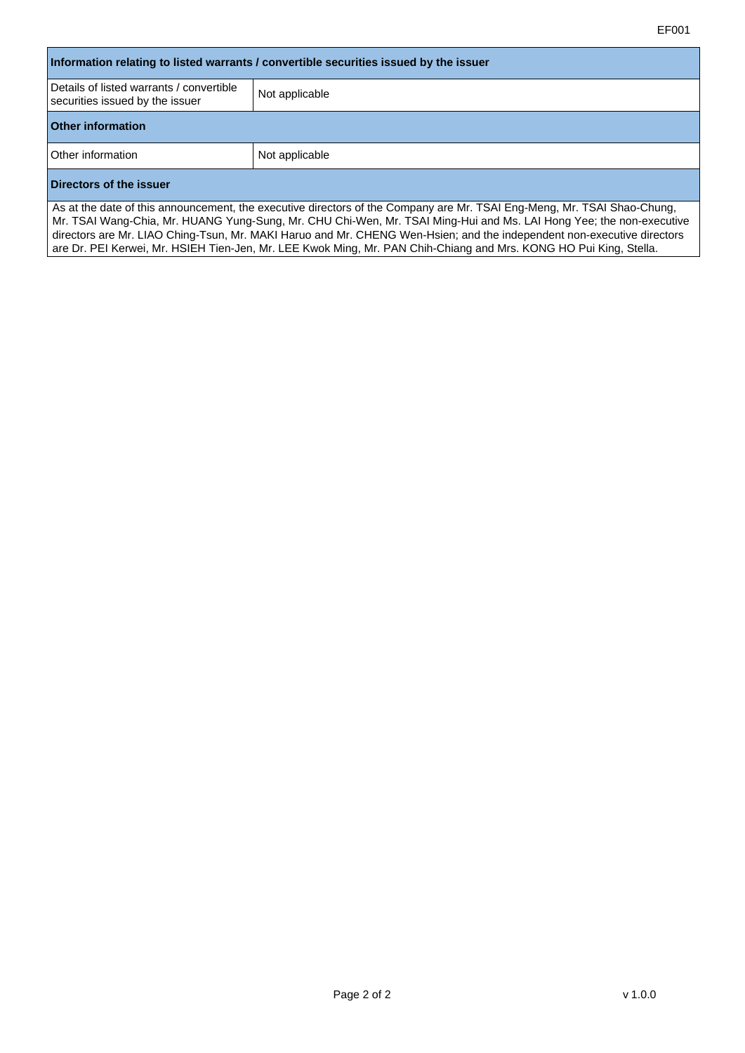| Information relating to listed warrants / convertible securities issued by the issuer | |
|---|---|
| Details of listed warrants / convertible securities issued by the issuer | Not applicable |

| Other information | |
|---|---|
| Other information | Not applicable |

**Directors of the issuer**

As at the date of this announcement, the executive directors of the Company are Mr. TSAI Eng-Meng, Mr. TSAI Shao-Chung, Mr. TSAI Wang-Chia, Mr. HUANG Yung-Sung, Mr. CHU Chi-Wen, Mr. TSAI Ming-Hui and Ms. LAI Hong Yee; the non-executive directors are Mr. LIAO Ching-Tsun, Mr. MAKI Haruo and Mr. CHENG Wen-Hsien; and the independent non-executive directors are Dr. PEI Kerwei, Mr. HSIEH Tien-Jen, Mr. LEE Kwok Ming, Mr. PAN Chih-Chiang and Mrs. KONG HO Pui King, Stella.